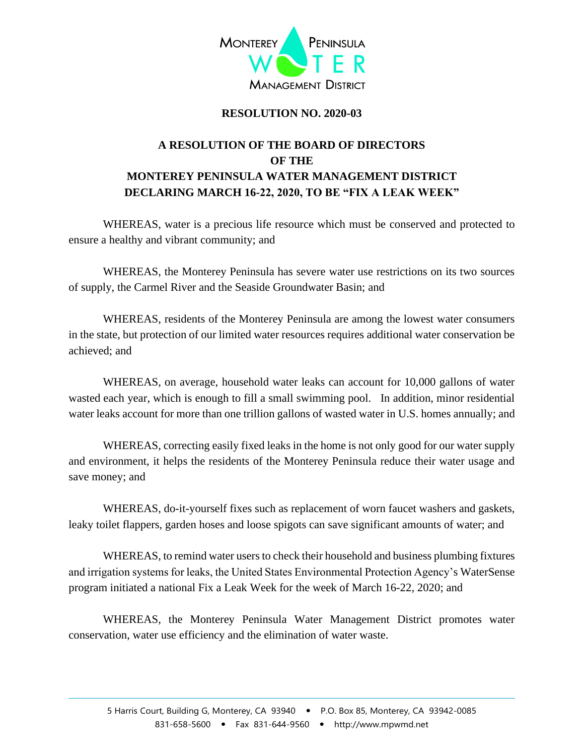MONTEREY PENINSULA WATER MANAGEMENT DISTRICT

**RESOLUTION NO. 2020-03**

**A RESOLUTION OF THE BOARD OF DIRECTORS OF THE MONTEREY PENINSULA WATER MANAGEMENT DISTRICT DECLARING MARCH 16-22, 2020, TO BE "FIX A LEAK WEEK"**

WHEREAS, water is a precious life resource which must be conserved and protected to ensure a healthy and vibrant community; and

WHEREAS, the Monterey Peninsula has severe water use restrictions on its two sources of supply, the Carmel River and the Seaside Groundwater Basin; and

WHEREAS, residents of the Monterey Peninsula are among the lowest water consumers in the state, but protection of our limited water resources requires additional water conservation be achieved; and

WHEREAS, on average, household water leaks can account for 10,000 gallons of water wasted each year, which is enough to fill a small swimming pool. In addition, minor residential water leaks account for more than one trillion gallons of wasted water in U.S. homes annually; and

WHEREAS, correcting easily fixed leaks in the home is not only good for our water supply and environment, it helps the residents of the Monterey Peninsula reduce their water usage and save money; and

WHEREAS, do-it-yourself fixes such as replacement of worn faucet washers and gaskets, leaky toilet flappers, garden hoses and loose spigots can save significant amounts of water; and

WHEREAS, to remind water users to check their household and business plumbing fixtures and irrigation systems for leaks, the United States Environmental Protection Agency's WaterSense program initiated a national Fix a Leak Week for the week of March 16-22, 2020; and

WHEREAS, the Monterey Peninsula Water Management District promotes water conservation, water use efficiency and the elimination of water waste.

5 Harris Court, Building G, Monterey, CA 93940 • P.O. Box 85, Monterey, CA 93942-0085
831-658-5600 • Fax 831-644-9560 • http://www.mpwmd.net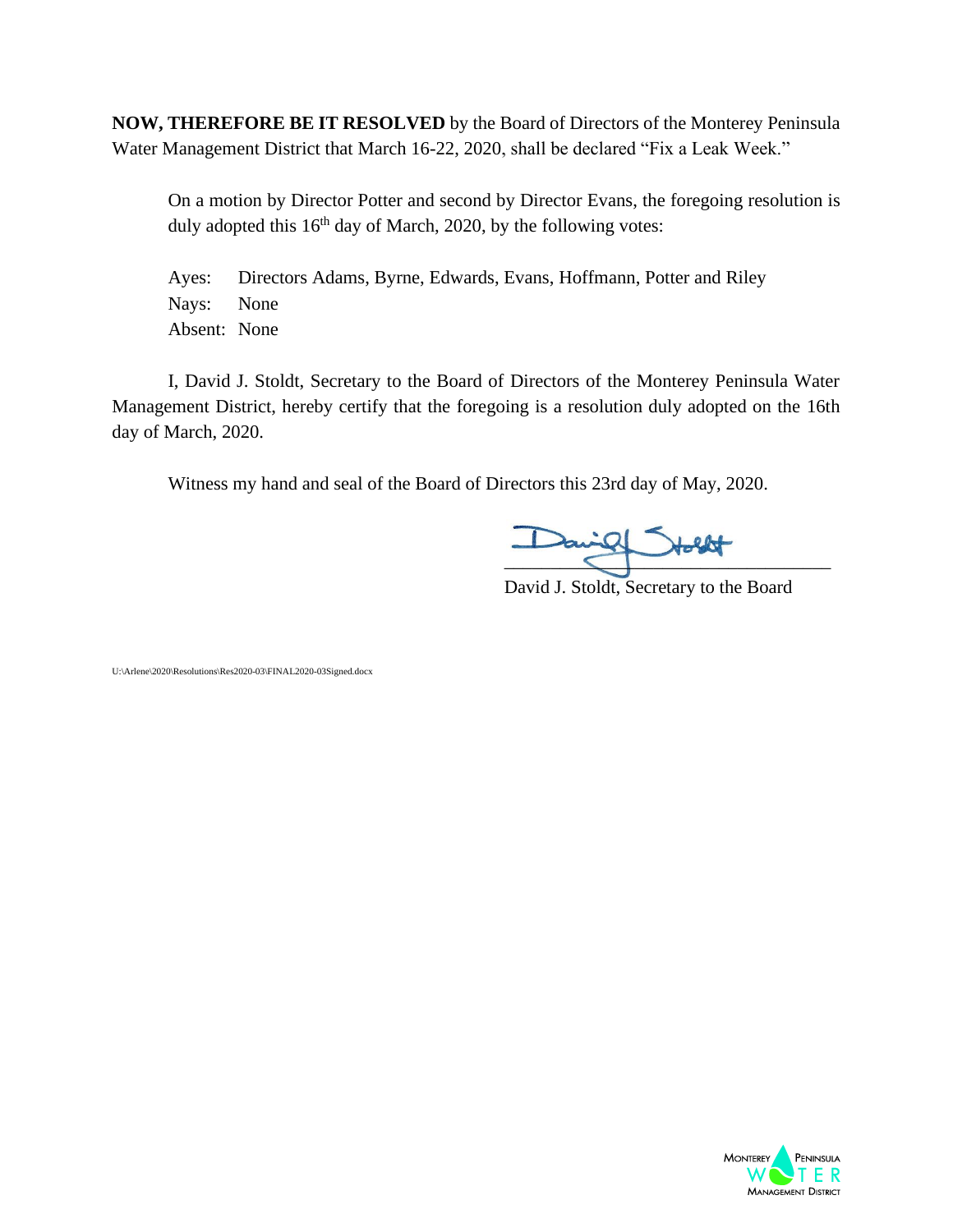**NOW, THEREFORE BE IT RESOLVED** by the Board of Directors of the Monterey Peninsula Water Management District that March 16-22, 2020, shall be declared "Fix a Leak Week."

On a motion by Director Potter and second by Director Evans, the foregoing resolution is duly adopted this 16th day of March, 2020, by the following votes:

Ayes: Directors Adams, Byrne, Edwards, Evans, Hoffmann, Potter and Riley
Nays: None
Absent: None

I, David J. Stoldt, Secretary to the Board of Directors of the Monterey Peninsula Water Management District, hereby certify that the foregoing is a resolution duly adopted on the 16th day of March, 2020.

Witness my hand and seal of the Board of Directors this 23rd day of May, 2020.

David J. Stoldt, Secretary to the Board

U:\Arlene\2020\Resolutions\Res2020-03\FINAL2020-03Signed.docx

Monterey Peninsula Water Management District